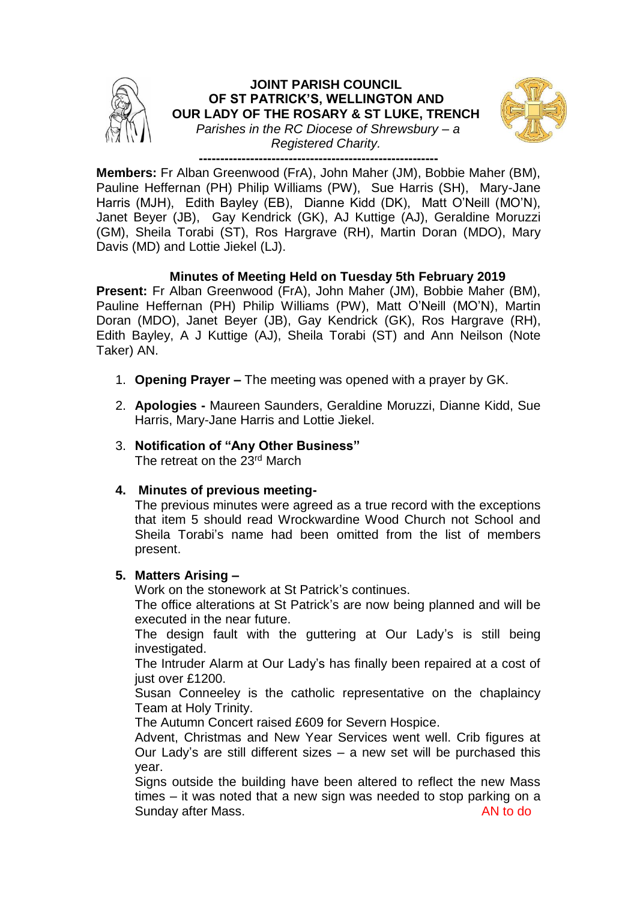# JOINT PARISH COUNCIL OF ST PATRICK'S, WELLINGTON AND OUR LADY OF THE ROSARY & ST LUKE, TRENCH

*Parishes in the RC Diocese of Shrewsbury – a Registered Charity.*

---

**Members:** Fr Alban Greenwood (FrA), John Maher (JM), Bobbie Maher (BM), Pauline Heffernan (PH) Philip Williams (PW), Sue Harris (SH), Mary-Jane Harris (MJH), Edith Bayley (EB), Dianne Kidd (DK), Matt O'Neill (MO'N), Janet Beyer (JB), Gay Kendrick (GK), AJ Kuttige (AJ), Geraldine Moruzzi (GM), Sheila Torabi (ST), Ros Hargrave (RH), Martin Doran (MDO), Mary Davis (MD) and Lottie Jiekel (LJ).

## Minutes of Meeting Held on Tuesday 5th February 2019

**Present:** Fr Alban Greenwood (FrA), John Maher (JM), Bobbie Maher (BM), Pauline Heffernan (PH) Philip Williams (PW), Matt O'Neill (MO'N), Martin Doran (MDO), Janet Beyer (JB), Gay Kendrick (GK), Ros Hargrave (RH), Edith Bayley, A J Kuttige (AJ), Sheila Torabi (ST) and Ann Neilson (Note Taker) AN.

1. **Opening Prayer –** The meeting was opened with a prayer by GK.

2. **Apologies -** Maureen Saunders, Geraldine Moruzzi, Dianne Kidd, Sue Harris, Mary-Jane Harris and Lottie Jiekel.

3. **Notification of "Any Other Business"**
   The retreat on the 23rd March

4. **Minutes of previous meeting-**
   The previous minutes were agreed as a true record with the exceptions that item 5 should read Wrockwardine Wood Church not School and Sheila Torabi's name had been omitted from the list of members present.

5. **Matters Arising –**
   Work on the stonework at St Patrick's continues.
   The office alterations at St Patrick's are now being planned and will be executed in the near future.
   The design fault with the guttering at Our Lady's is still being investigated.
   The Intruder Alarm at Our Lady's has finally been repaired at a cost of just over £1200.
   Susan Conneeley is the catholic representative on the chaplaincy Team at Holy Trinity.
   The Autumn Concert raised £609 for Severn Hospice.
   Advent, Christmas and New Year Services went well. Crib figures at Our Lady's are still different sizes – a new set will be purchased this year.
   Signs outside the building have been altered to reflect the new Mass times – it was noted that a new sign was needed to stop parking on a Sunday after Mass. AN to do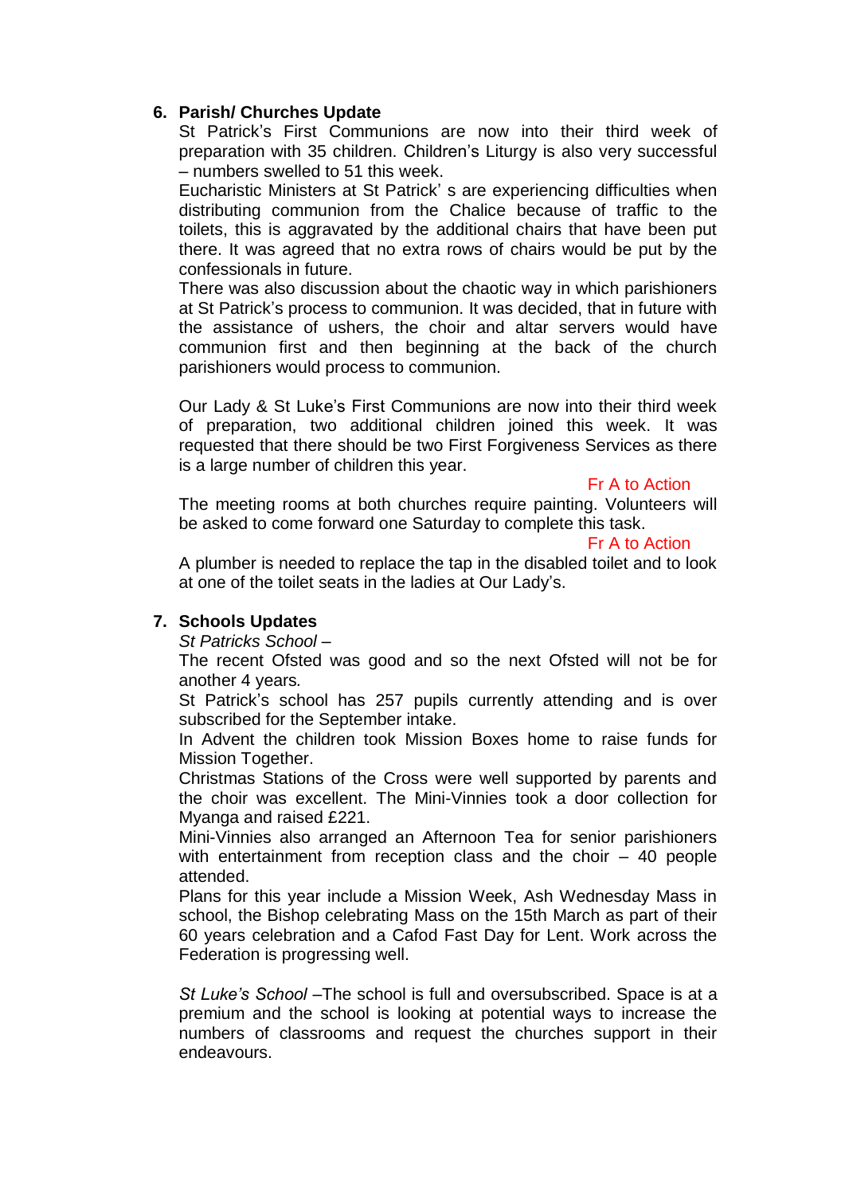6. **Parish/ Churches Update**

St Patrick's First Communions are now into their third week of preparation with 35 children. Children's Liturgy is also very successful – numbers swelled to 51 this week.

Eucharistic Ministers at St Patrick' s are experiencing difficulties when distributing communion from the Chalice because of traffic to the toilets, this is aggravated by the additional chairs that have been put there. It was agreed that no extra rows of chairs would be put by the confessionals in future.

There was also discussion about the chaotic way in which parishioners at St Patrick's process to communion. It was decided, that in future with the assistance of ushers, the choir and altar servers would have communion first and then beginning at the back of the church parishioners would process to communion.

Our Lady & St Luke's First Communions are now into their third week of preparation, two additional children joined this week. It was requested that there should be two First Forgiveness Services as there is a large number of children this year.

Fr A to Action

The meeting rooms at both churches require painting. Volunteers will be asked to come forward one Saturday to complete this task.

Fr A to Action

A plumber is needed to replace the tap in the disabled toilet and to look at one of the toilet seats in the ladies at Our Lady's.

7. **Schools Updates**

*St Patricks School* –

The recent Ofsted was good and so the next Ofsted will not be for another 4 years.

St Patrick's school has 257 pupils currently attending and is over subscribed for the September intake.

In Advent the children took Mission Boxes home to raise funds for Mission Together.

Christmas Stations of the Cross were well supported by parents and the choir was excellent. The Mini-Vinnies took a door collection for Myanga and raised £221.

Mini-Vinnies also arranged an Afternoon Tea for senior parishioners with entertainment from reception class and the choir – 40 people attended.

Plans for this year include a Mission Week, Ash Wednesday Mass in school, the Bishop celebrating Mass on the 15th March as part of their 60 years celebration and a Cafod Fast Day for Lent. Work across the Federation is progressing well.

*St Luke's School* –The school is full and oversubscribed. Space is at a premium and the school is looking at potential ways to increase the numbers of classrooms and request the churches support in their endeavours.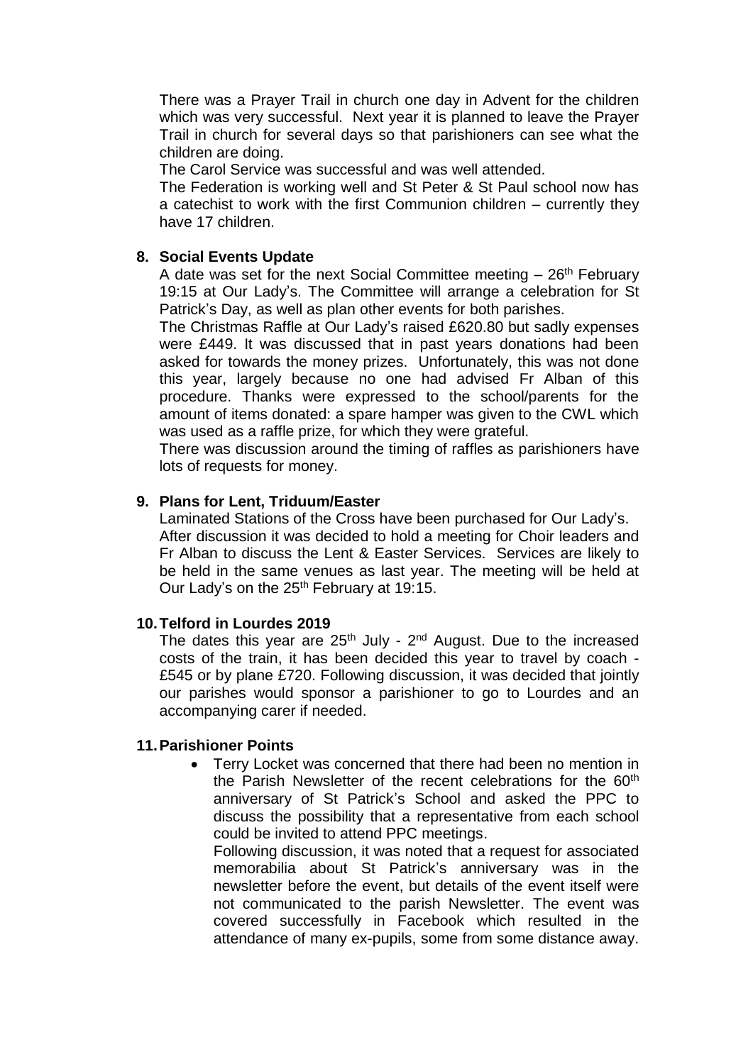There was a Prayer Trail in church one day in Advent for the children which was very successful. Next year it is planned to leave the Prayer Trail in church for several days so that parishioners can see what the children are doing.

The Carol Service was successful and was well attended.

The Federation is working well and St Peter & St Paul school now has a catechist to work with the first Communion children – currently they have 17 children.

**8. Social Events Update**

A date was set for the next Social Committee meeting – 26th February 19:15 at Our Lady's. The Committee will arrange a celebration for St Patrick's Day, as well as plan other events for both parishes.

The Christmas Raffle at Our Lady's raised £620.80 but sadly expenses were £449. It was discussed that in past years donations had been asked for towards the money prizes. Unfortunately, this was not done this year, largely because no one had advised Fr Alban of this procedure. Thanks were expressed to the school/parents for the amount of items donated: a spare hamper was given to the CWL which was used as a raffle prize, for which they were grateful.

There was discussion around the timing of raffles as parishioners have lots of requests for money.

**9. Plans for Lent, Triduum/Easter**

Laminated Stations of the Cross have been purchased for Our Lady's. After discussion it was decided to hold a meeting for Choir leaders and Fr Alban to discuss the Lent & Easter Services. Services are likely to be held in the same venues as last year. The meeting will be held at Our Lady's on the 25th February at 19:15.

**10. Telford in Lourdes 2019**

The dates this year are 25th July - 2nd August. Due to the increased costs of the train, it has been decided this year to travel by coach - £545 or by plane £720. Following discussion, it was decided that jointly our parishes would sponsor a parishioner to go to Lourdes and an accompanying carer if needed.

**11. Parishioner Points**

- Terry Locket was concerned that there had been no mention in the Parish Newsletter of the recent celebrations for the 60th anniversary of St Patrick's School and asked the PPC to discuss the possibility that a representative from each school could be invited to attend PPC meetings.

  Following discussion, it was noted that a request for associated memorabilia about St Patrick's anniversary was in the newsletter before the event, but details of the event itself were not communicated to the parish Newsletter. The event was covered successfully in Facebook which resulted in the attendance of many ex-pupils, some from some distance away.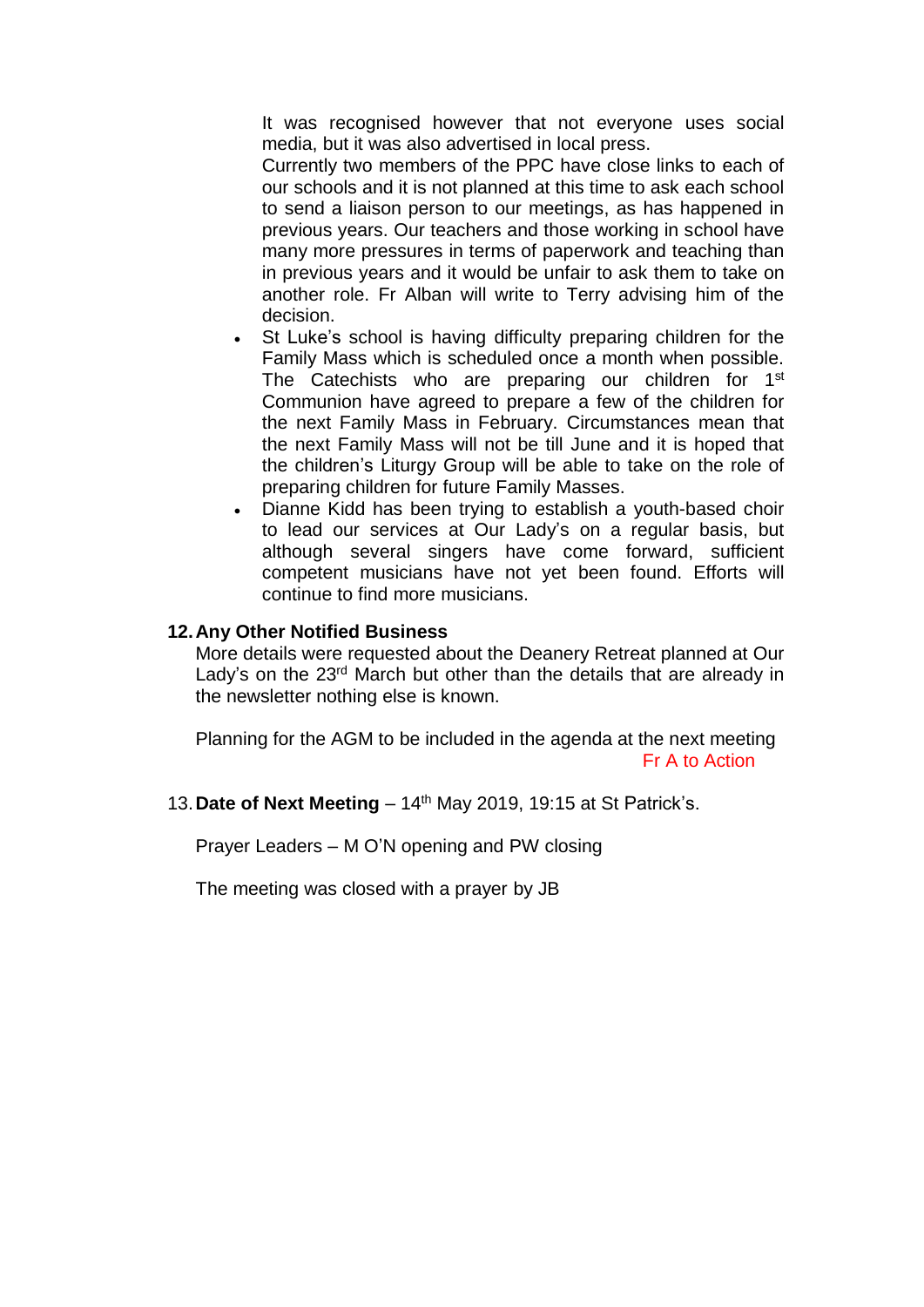It was recognised however that not everyone uses social media, but it was also advertised in local press.

Currently two members of the PPC have close links to each of our schools and it is not planned at this time to ask each school to send a liaison person to our meetings, as has happened in previous years. Our teachers and those working in school have many more pressures in terms of paperwork and teaching than in previous years and it would be unfair to ask them to take on another role. Fr Alban will write to Terry advising him of the decision.

- St Luke's school is having difficulty preparing children for the Family Mass which is scheduled once a month when possible. The Catechists who are preparing our children for 1st Communion have agreed to prepare a few of the children for the next Family Mass in February. Circumstances mean that the next Family Mass will not be till June and it is hoped that the children's Liturgy Group will be able to take on the role of preparing children for future Family Masses.
- Dianne Kidd has been trying to establish a youth-based choir to lead our services at Our Lady's on a regular basis, but although several singers have come forward, sufficient competent musicians have not yet been found. Efforts will continue to find more musicians.

**12. Any Other Notified Business**

More details were requested about the Deanery Retreat planned at Our Lady's on the 23rd March but other than the details that are already in the newsletter nothing else is known.

Planning for the AGM to be included in the agenda at the next meeting

Fr A to Action

13. **Date of Next Meeting** – 14th May 2019, 19:15 at St Patrick's.

Prayer Leaders – M O'N opening and PW closing

The meeting was closed with a prayer by JB